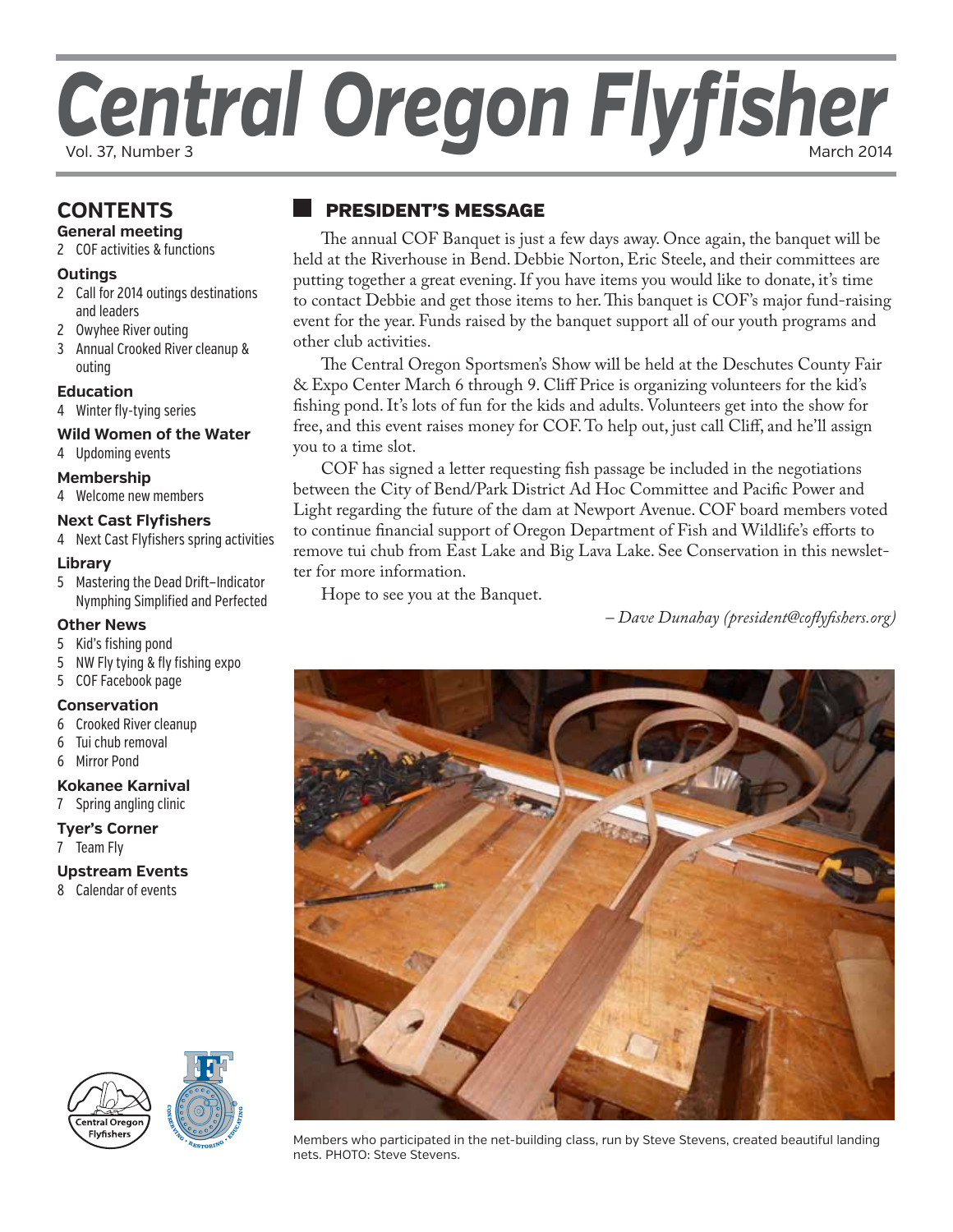# Central Oregon Flyfisher

Vol. 37, Number 3 March 2014

## CONTENTS

**General meeting**
2 COF activities & functions

**Outings**
2 Call for 2014 outings destinations and leaders
2 Owyhee River outing
3 Annual Crooked River cleanup & outing

**Education**
4 Winter fly-tying series

**Wild Women of the Water**
4 Updoming events

**Membership**
4 Welcome new members

**Next Cast Flyfishers**
4 Next Cast Flyfishers spring activities

**Library**
5 Mastering the Dead Drift–Indicator Nymphing Simplified and Perfected

**Other News**
5 Kid's fishing pond
5 NW Fly tying & fly fishing expo
5 COF Facebook page

**Conservation**
6 Crooked River cleanup
6 Tui chub removal
6 Mirror Pond

**Kokanee Karnival**
7 Spring angling clinic

**Tyer's Corner**
7 Team Fly

**Upstream Events**
8 Calendar of events

## PRESIDENT'S MESSAGE

The annual COF Banquet is just a few days away. Once again, the banquet will be held at the Riverhouse in Bend. Debbie Norton, Eric Steele, and their committees are putting together a great evening. If you have items you would like to donate, it's time to contact Debbie and get those items to her. This banquet is COF's major fund-raising event for the year. Funds raised by the banquet support all of our youth programs and other club activities.

The Central Oregon Sportsmen's Show will be held at the Deschutes County Fair & Expo Center March 6 through 9. Cliff Price is organizing volunteers for the kid's fishing pond. It's lots of fun for the kids and adults. Volunteers get into the show for free, and this event raises money for COF. To help out, just call Cliff, and he'll assign you to a time slot.

COF has signed a letter requesting fish passage be included in the negotiations between the City of Bend/Park District Ad Hoc Committee and Pacific Power and Light regarding the future of the dam at Newport Avenue. COF board members voted to continue financial support of Oregon Department of Fish and Wildlife's efforts to remove tui chub from East Lake and Big Lava Lake. See Conservation in this newsletter for more information.

Hope to see you at the Banquet.

*– Dave Dunahay (president@coflyfishers.org)*

Members who participated in the net-building class, run by Steve Stevens, created beautiful landing nets. PHOTO: Steve Stevens.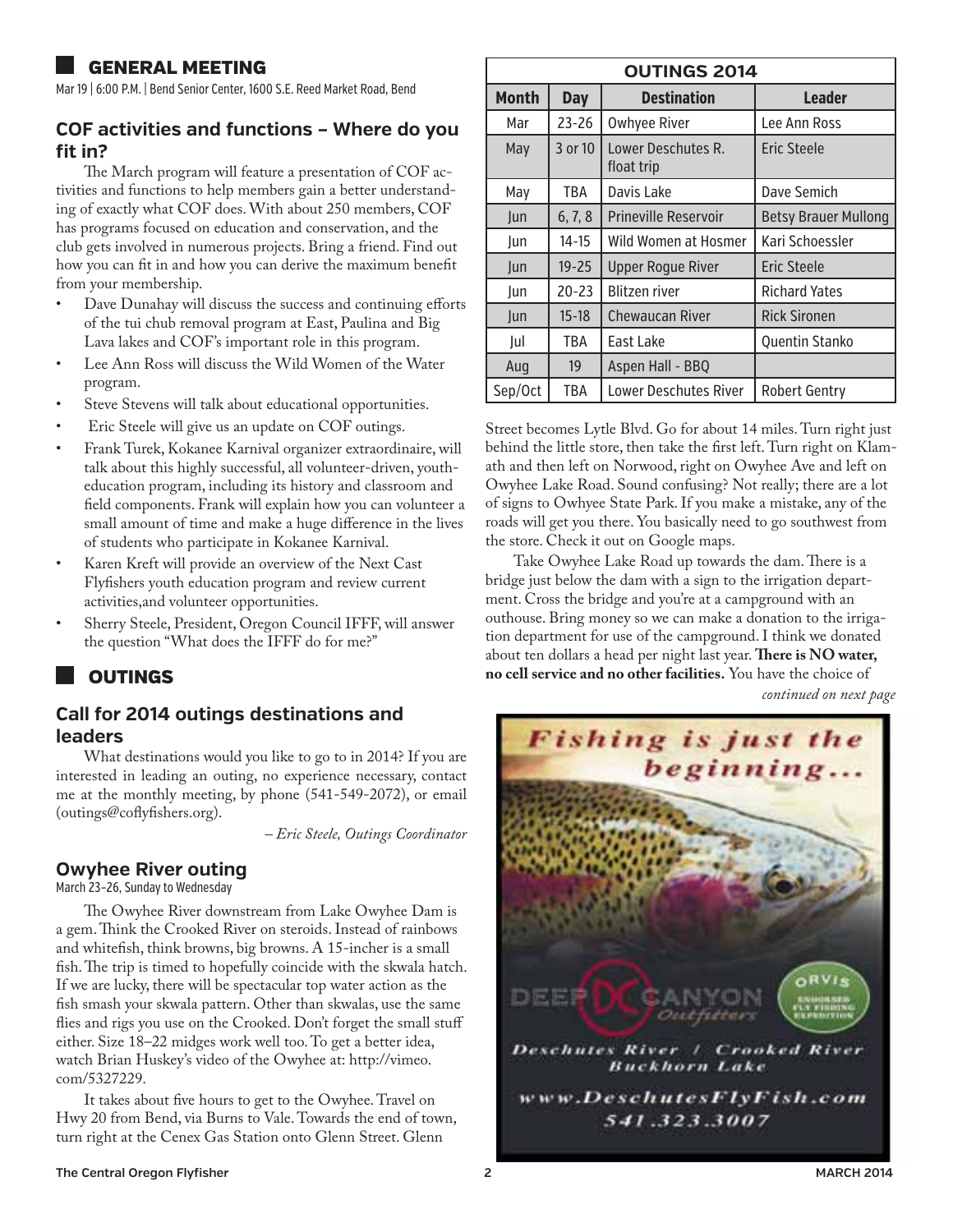## GENERAL MEETING

Mar 19 | 6:00 P.M. | Bend Senior Center, 1600 S.E. Reed Market Road, Bend

### COF activities and functions – Where do you fit in?

The March program will feature a presentation of COF activities and functions to help members gain a better understanding of exactly what COF does. With about 250 members, COF has programs focused on education and conservation, and the club gets involved in numerous projects. Bring a friend. Find out how you can fit in and how you can derive the maximum benefit from your membership.

- Dave Dunahay will discuss the success and continuing efforts of the tui chub removal program at East, Paulina and Big Lava lakes and COF's important role in this program.
- Lee Ann Ross will discuss the Wild Women of the Water program.
- Steve Stevens will talk about educational opportunities.
- Eric Steele will give us an update on COF outings.
- Frank Turek, Kokanee Karnival organizer extraordinaire, will talk about this highly successful, all volunteer-driven, youth-education program, including its history and classroom and field components. Frank will explain how you can volunteer a small amount of time and make a huge difference in the lives of students who participate in Kokanee Karnival.
- Karen Kreft will provide an overview of the Next Cast Flyfishers youth education program and review current activities,and volunteer opportunities.
- Sherry Steele, President, Oregon Council IFFF, will answer the question "What does the IFFF do for me?"

## OUTINGS

### Call for 2014 outings destinations and leaders

What destinations would you like to go to in 2014? If you are interested in leading an outing, no experience necessary, contact me at the monthly meeting, by phone (541-549-2072), or email (outings@coflyfishers.org).

*– Eric Steele, Outings Coordinator*

### Owyhee River outing

March 23–26, Sunday to Wednesday

The Owyhee River downstream from Lake Owyhee Dam is a gem. Think the Crooked River on steroids. Instead of rainbows and whitefish, think browns, big browns. A 15-incher is a small fish. The trip is timed to hopefully coincide with the skwala hatch. If we are lucky, there will be spectacular top water action as the fish smash your skwala pattern. Other than skwalas, use the same flies and rigs you use on the Crooked. Don't forget the small stuff either. Size 18–22 midges work well too. To get a better idea, watch Brian Huskey's video of the Owyhee at: http://vimeo.com/5327229.

It takes about five hours to get to the Owyhee. Travel on Hwy 20 from Bend, via Burns to Vale. Towards the end of town, turn right at the Cenex Gas Station onto Glenn Street. Glenn Street becomes Lytle Blvd. Go for about 14 miles. Turn right just behind the little store, then take the first left. Turn right on Klamath and then left on Norwood, right on Owyhee Ave and left on Owyhee Lake Road. Sound confusing? Not really; there are a lot of signs to Owyhee State Park. If you make a mistake, any of the roads will get you there. You basically need to go southwest from the store. Check it out on Google maps.

Take Owyhee Lake Road up towards the dam. There is a bridge just below the dam with a sign to the irrigation department. Cross the bridge and you're at a campground with an outhouse. Bring money so we can make a donation to the irrigation department for use of the campground. I think we donated about ten dollars a head per night last year. **There is NO water, no cell service and no other facilities.** You have the choice of

*continued on next page*

| OUTINGS 2014 | | | |
|---|---|---|---|
| **Month** | **Day** | **Destination** | **Leader** |
| Mar | 23-26 | Owhyee River | Lee Ann Ross |
| May | 3 or 10 | Lower Deschutes R. float trip | Eric Steele |
| May | TBA | Davis Lake | Dave Semich |
| Jun | 6, 7, 8 | Prineville Reservoir | Betsy Brauer Mullong |
| Jun | 14-15 | Wild Women at Hosmer | Kari Schoessler |
| Jun | 19-25 | Upper Rogue River | Eric Steele |
| Jun | 20-23 | Blitzen river | Richard Yates |
| Jun | 15-18 | Chewaucan River | Rick Sironen |
| Jul | TBA | East Lake | Quentin Stanko |
| Aug | 19 | Aspen Hall - BBQ | |
| Sep/Oct | TBA | Lower Deschutes River | Robert Gentry |

*Fishing is just the beginning...*

DEEP CANYON Outfitters

ORVIS ENDORSED FLY FISHING EXPEDITION

*Deschutes River / Crooked River Buckhorn Lake*

*www.DeschutesFlyFish.com 541.323.3007*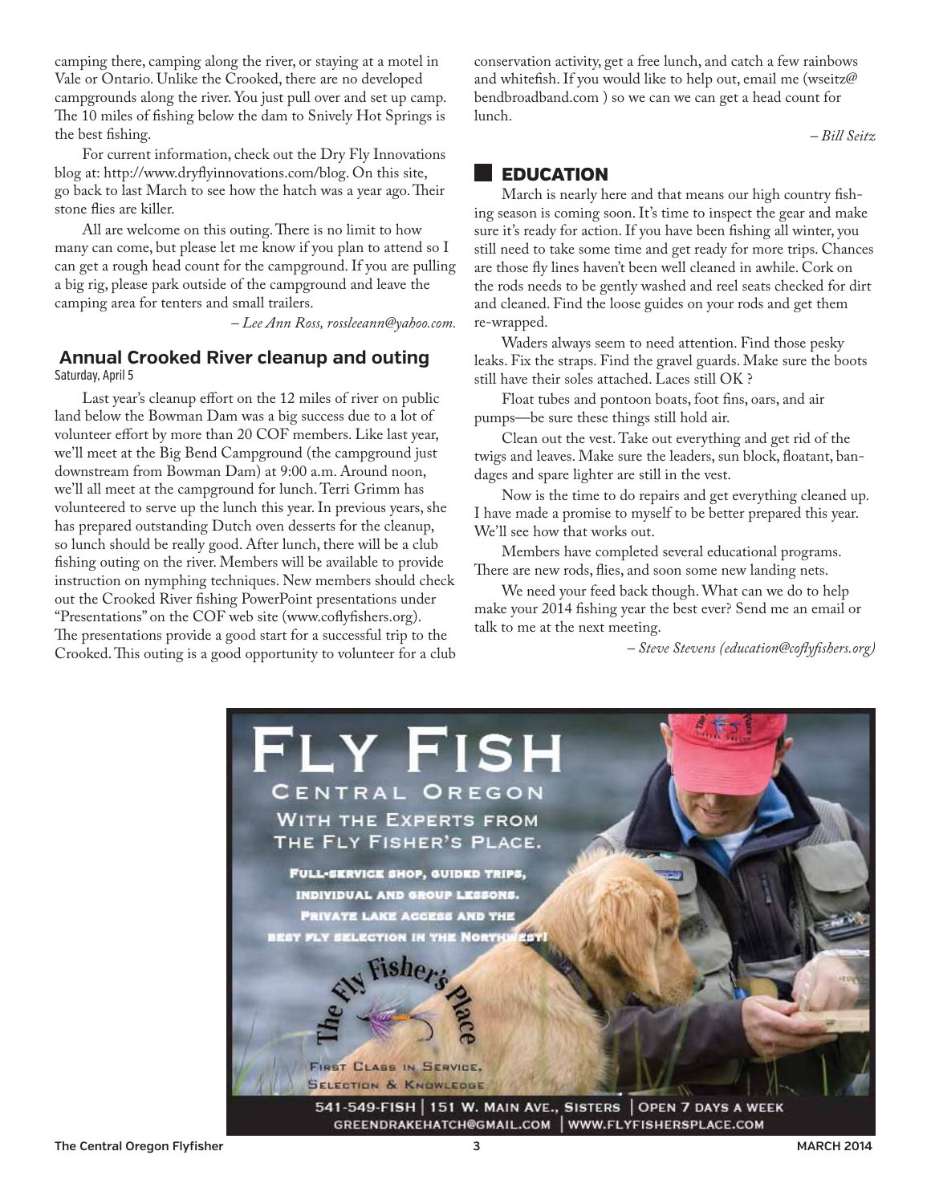camping there, camping along the river, or staying at a motel in Vale or Ontario. Unlike the Crooked, there are no developed campgrounds along the river. You just pull over and set up camp. The 10 miles of fishing below the dam to Snively Hot Springs is the best fishing.

For current information, check out the Dry Fly Innovations blog at: http://www.dryflyinnovations.com/blog. On this site, go back to last March to see how the hatch was a year ago. Their stone flies are killer.

All are welcome on this outing. There is no limit to how many can come, but please let me know if you plan to attend so I can get a rough head count for the campground. If you are pulling a big rig, please park outside of the campground and leave the camping area for tenters and small trailers.

*– Lee Ann Ross, rossleeann@yahoo.com.*

## Annual Crooked River cleanup and outing

Saturday, April 5

Last year's cleanup effort on the 12 miles of river on public land below the Bowman Dam was a big success due to a lot of volunteer effort by more than 20 COF members. Like last year, we'll meet at the Big Bend Campground (the campground just downstream from Bowman Dam) at 9:00 a.m. Around noon, we'll all meet at the campground for lunch. Terri Grimm has volunteered to serve up the lunch this year. In previous years, she has prepared outstanding Dutch oven desserts for the cleanup, so lunch should be really good. After lunch, there will be a club fishing outing on the river. Members will be available to provide instruction on nymphing techniques. New members should check out the Crooked River fishing PowerPoint presentations under "Presentations" on the COF web site (www.coflyfishers.org). The presentations provide a good start for a successful trip to the Crooked. This outing is a good opportunity to volunteer for a club conservation activity, get a free lunch, and catch a few rainbows and whitefish. If you would like to help out, email me (wseitz@bendbroadband.com ) so we can we can get a head count for lunch.

*– Bill Seitz*

## EDUCATION

March is nearly here and that means our high country fishing season is coming soon. It's time to inspect the gear and make sure it's ready for action. If you have been fishing all winter, you still need to take some time and get ready for more trips. Chances are those fly lines haven't been well cleaned in awhile. Cork on the rods needs to be gently washed and reel seats checked for dirt and cleaned. Find the loose guides on your rods and get them re-wrapped.

Waders always seem to need attention. Find those pesky leaks. Fix the straps. Find the gravel guards. Make sure the boots still have their soles attached. Laces still OK ?

Float tubes and pontoon boats, foot fins, oars, and air pumps—be sure these things still hold air.

Clean out the vest. Take out everything and get rid of the twigs and leaves. Make sure the leaders, sun block, floatant, bandages and spare lighter are still in the vest.

Now is the time to do repairs and get everything cleaned up. I have made a promise to myself to be better prepared this year. We'll see how that works out.

Members have completed several educational programs. There are new rods, flies, and soon some new landing nets.

We need your feed back though. What can we do to help make your 2014 fishing year the best ever? Send me an email or talk to me at the next meeting.

*– Steve Stevens (education@coflyfishers.org)*

FLY FISH
CENTRAL OREGON
WITH THE EXPERTS FROM THE FLY FISHER'S PLACE.

FULL-SERVICE SHOP, GUIDED TRIPS, INDIVIDUAL AND GROUP LESSONS. PRIVATE LAKE ACCESS AND THE BEST FLY SELECTION IN THE NORTHWEST!

The Fly Fisher's Place

FIRST CLASS IN SERVICE, SELECTION & KNOWLEDGE

541-549-FISH | 151 W. MAIN AVE., SISTERS | OPEN 7 DAYS A WEEK
GREENDRAKEHATCH@GMAIL.COM | WWW.FLYFISHERSPLACE.COM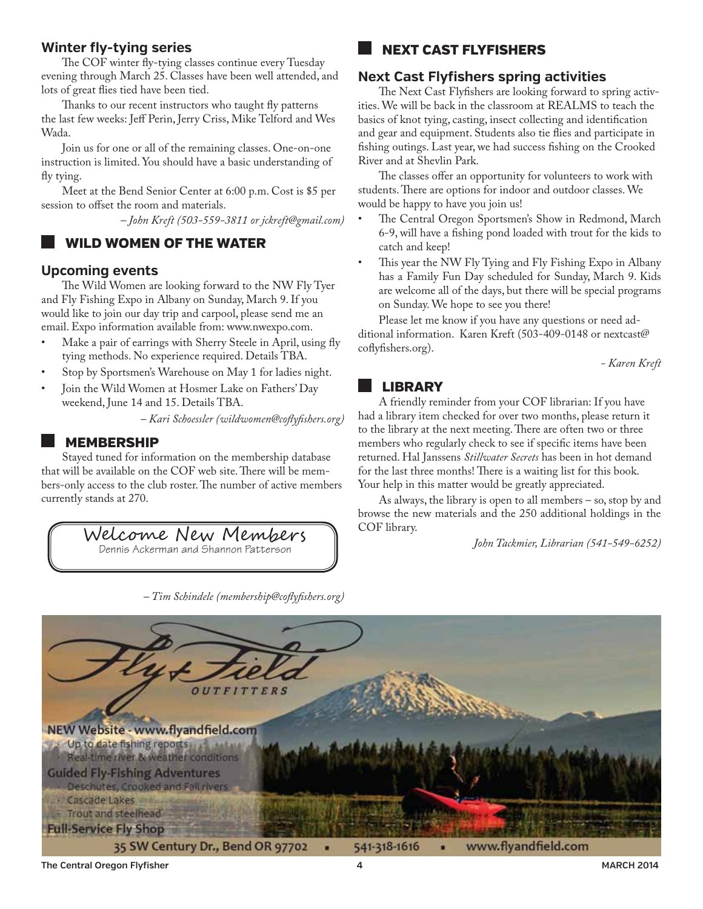### Winter fly-tying series

The COF winter fly-tying classes continue every Tuesday evening through March 25. Classes have been well attended, and lots of great flies tied have been tied.

Thanks to our recent instructors who taught fly patterns the last few weeks: Jeff Perin, Jerry Criss, Mike Telford and Wes Wada.

Join us for one or all of the remaining classes. One-on-one instruction is limited. You should have a basic understanding of fly tying.

Meet at the Bend Senior Center at 6:00 p.m. Cost is $5 per session to offset the room and materials.

*– John Kreft (503-559-3811 or jckreft@gmail.com)*

## WILD WOMEN OF THE WATER

### Upcoming events

The Wild Women are looking forward to the NW Fly Tyer and Fly Fishing Expo in Albany on Sunday, March 9. If you would like to join our day trip and carpool, please send me an email. Expo information available from: www.nwexpo.com.

- Make a pair of earrings with Sherry Steele in April, using fly tying methods. No experience required. Details TBA.
- Stop by Sportsmen's Warehouse on May 1 for ladies night.
- Join the Wild Women at Hosmer Lake on Fathers' Day weekend, June 14 and 15. Details TBA.

*– Kari Schoessler (wildwomen@coflyfishers.org)*

## MEMBERSHIP

Stayed tuned for information on the membership database that will be available on the COF web site. There will be members-only access to the club roster. The number of active members currently stands at 270.

**Welcome New Members**
Dennis Ackerman and Shannon Patterson

*– Tim Schindele (membership@coflyfishers.org)*

## NEXT CAST FLYFISHERS

### Next Cast Flyfishers spring activities

The Next Cast Flyfishers are looking forward to spring activities. We will be back in the classroom at REALMS to teach the basics of knot tying, casting, insect collecting and identification and gear and equipment. Students also tie flies and participate in fishing outings. Last year, we had success fishing on the Crooked River and at Shevlin Park.

The classes offer an opportunity for volunteers to work with students. There are options for indoor and outdoor classes. We would be happy to have you join us!

- The Central Oregon Sportsmen's Show in Redmond, March 6-9, will have a fishing pond loaded with trout for the kids to catch and keep!
- This year the NW Fly Tying and Fly Fishing Expo in Albany has a Family Fun Day scheduled for Sunday, March 9. Kids are welcome all of the days, but there will be special programs on Sunday. We hope to see you there!

Please let me know if you have any questions or need additional information. Karen Kreft (503-409-0148 or nextcast@coflyfishers.org).

*- Karen Kreft*

## LIBRARY

A friendly reminder from your COF librarian: If you have had a library item checked for over two months, please return it to the library at the next meeting. There are often two or three members who regularly check to see if specific items have been returned. Hal Janssens *Stillwater Secrets* has been in hot demand for the last three months! There is a waiting list for this book. Your help in this matter would be greatly appreciated.

As always, the library is open to all members – so, stop by and browse the new materials and the 250 additional holdings in the COF library.

*John Tackmier, Librarian (541-549-6252)*

**Fly & Field OUTFITTERS**

NEW Website - www.flyandfield.com
- Up to date fishing reports
- Real-time river & weather conditions

Guided Fly-Fishing Adventures
- Deschutes, Crooked and Fall rivers
- Cascade Lakes
- Trout and steelhead

Full-Service Fly Shop

35 SW Century Dr., Bend OR 97702 ▪ 541-318-1616 ▪ www.flyandfield.com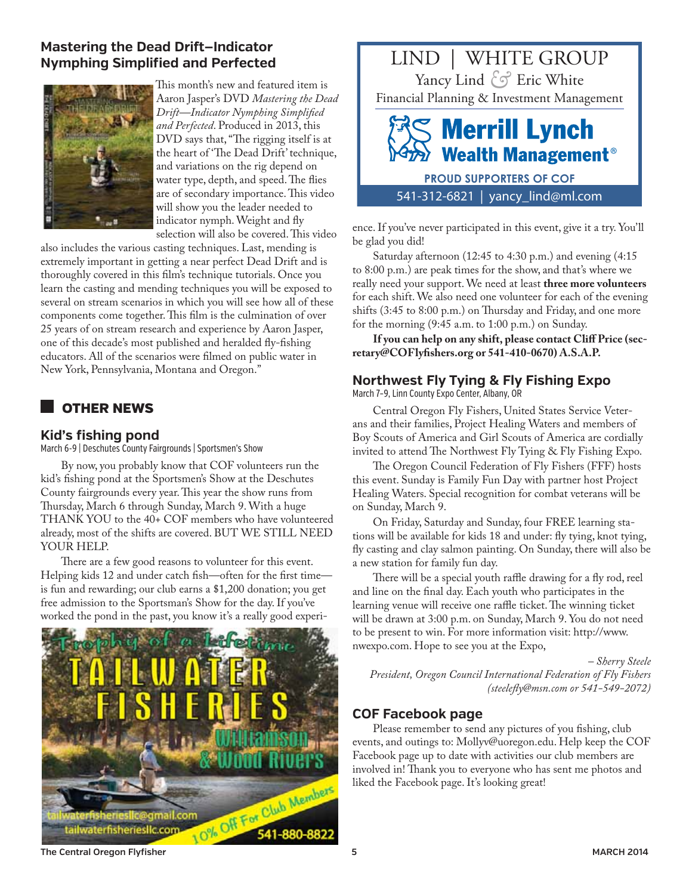### Mastering the Dead Drift–Indicator Nymphing Simplified and Perfected

This month's new and featured item is Aaron Jasper's DVD *Mastering the Dead Drift—Indicator Nymphing Simplified and Perfected*. Produced in 2013, this DVD says that, "The rigging itself is at the heart of 'The Dead Drift' technique, and variations on the rig depend on water type, depth, and speed. The flies are of secondary importance. This video will show you the leader needed to indicator nymph. Weight and fly selection will also be covered. This video also includes the various casting techniques. Last, mending is extremely important in getting a near perfect Dead Drift and is thoroughly covered in this film's technique tutorials. Once you learn the casting and mending techniques you will be exposed to several on stream scenarios in which you will see how all of these components come together. This film is the culmination of over 25 years of on stream research and experience by Aaron Jasper, one of this decade's most published and heralded fly-fishing educators. All of the scenarios were filmed on public water in New York, Pennsylvania, Montana and Oregon."

## OTHER NEWS

### Kid's fishing pond

March 6-9 | Deschutes County Fairgrounds | Sportsmen's Show

By now, you probably know that COF volunteers run the kid's fishing pond at the Sportsmen's Show at the Deschutes County fairgrounds every year. This year the show runs from Thursday, March 6 through Sunday, March 9. With a huge THANK YOU to the 40+ COF members who have volunteered already, most of the shifts are covered. BUT WE STILL NEED YOUR HELP.

There are a few good reasons to volunteer for this event. Helping kids 12 and under catch fish—often for the first time—is fun and rewarding; our club earns a $1,200 donation; you get free admission to the Sportsman's Show for the day. If you've worked the pond in the past, you know it's a really good experience. If you've never participated in this event, give it a try. You'll be glad you did!

Saturday afternoon (12:45 to 4:30 p.m.) and evening (4:15 to 8:00 p.m.) are peak times for the show, and that's where we really need your support. We need at least **three more volunteers** for each shift. We also need one volunteer for each of the evening shifts (3:45 to 8:00 p.m.) on Thursday and Friday, and one more for the morning (9:45 a.m. to 1:00 p.m.) on Sunday.

**If you can help on any shift, please contact Cliff Price (secretary@COFlyfishers.org or 541-410-0670) A.S.A.P.**

Trophy of a Lifetime
TAILWATER FISHERIES
Williamson & Wood Rivers
tailwaterfisheriesllc@gmail.com
tailwaterfisheriesllc.com
10% Off For Club Members
541-880-8822

LIND | WHITE GROUP
Yancy Lind & Eric White
Financial Planning & Investment Management
Merrill Lynch Wealth Management®
PROUD SUPPORTERS OF COF
541-312-6821 | yancy_lind@ml.com

### Northwest Fly Tying & Fly Fishing Expo

March 7-9, Linn County Expo Center, Albany, OR

Central Oregon Fly Fishers, United States Service Veterans and their families, Project Healing Waters and members of Boy Scouts of America and Girl Scouts of America are cordially invited to attend The Northwest Fly Tying & Fly Fishing Expo.

The Oregon Council Federation of Fly Fishers (FFF) hosts this event. Sunday is Family Fun Day with partner host Project Healing Waters. Special recognition for combat veterans will be on Sunday, March 9.

On Friday, Saturday and Sunday, four FREE learning stations will be available for kids 18 and under: fly tying, knot tying, fly casting and clay salmon painting. On Sunday, there will also be a new station for family fun day.

There will be a special youth raffle drawing for a fly rod, reel and line on the final day. Each youth who participates in the learning venue will receive one raffle ticket. The winning ticket will be drawn at 3:00 p.m. on Sunday, March 9. You do not need to be present to win. For more information visit: http://www.nwexpo.com. Hope to see you at the Expo,

*– Sherry Steele*
*President, Oregon Council International Federation of Fly Fishers (steelefly@msn.com or 541-549-2072)*

### COF Facebook page

Please remember to send any pictures of you fishing, club events, and outings to: Mollyv@uoregon.edu. Help keep the COF Facebook page up to date with activities our club members are involved in! Thank you to everyone who has sent me photos and liked the Facebook page. It's looking great!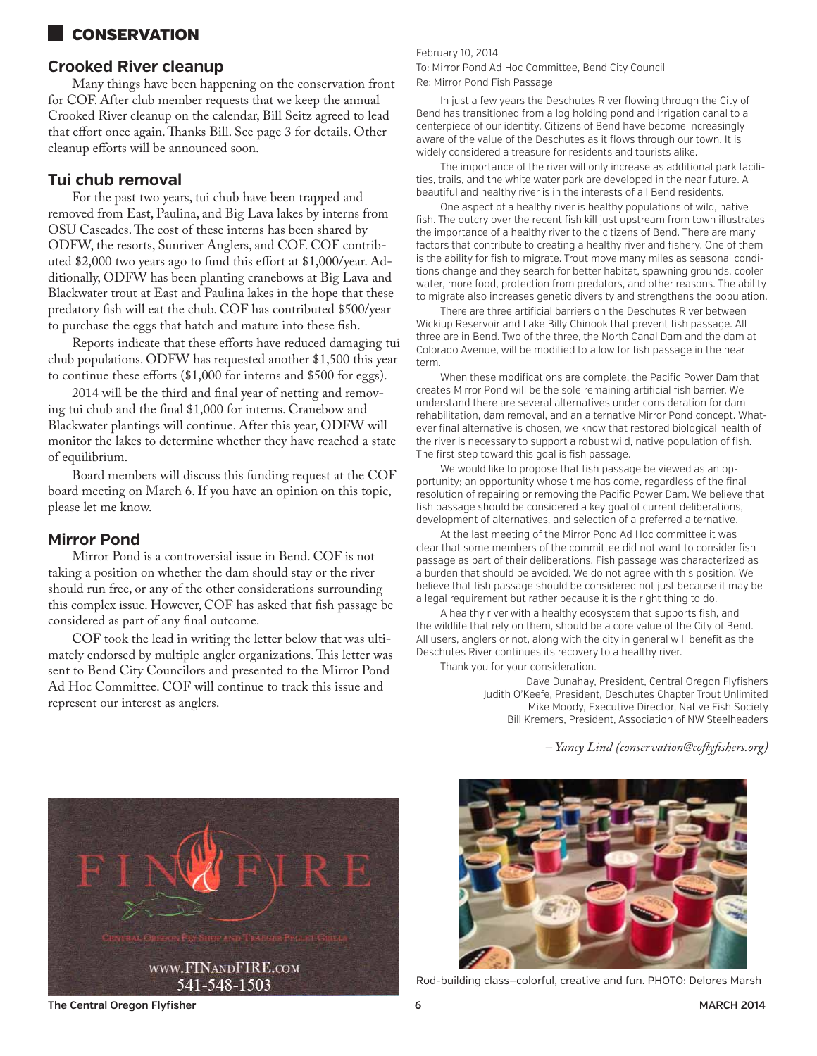# CONSERVATION

## Crooked River cleanup

Many things have been happening on the conservation front for COF. After club member requests that we keep the annual Crooked River cleanup on the calendar, Bill Seitz agreed to lead that effort once again. Thanks Bill. See page 3 for details. Other cleanup efforts will be announced soon.

## Tui chub removal

For the past two years, tui chub have been trapped and removed from East, Paulina, and Big Lava lakes by interns from OSU Cascades. The cost of these interns has been shared by ODFW, the resorts, Sunriver Anglers, and COF. COF contributed $2,000 two years ago to fund this effort at $1,000/year. Additionally, ODFW has been planting cranebows at Big Lava and Blackwater trout at East and Paulina lakes in the hope that these predatory fish will eat the chub. COF has contributed $500/year to purchase the eggs that hatch and mature into these fish.

Reports indicate that these efforts have reduced damaging tui chub populations. ODFW has requested another $1,500 this year to continue these efforts ($1,000 for interns and $500 for eggs).

2014 will be the third and final year of netting and removing tui chub and the final $1,000 for interns. Cranebow and Blackwater plantings will continue. After this year, ODFW will monitor the lakes to determine whether they have reached a state of equilibrium.

Board members will discuss this funding request at the COF board meeting on March 6. If you have an opinion on this topic, please let me know.

## Mirror Pond

Mirror Pond is a controversial issue in Bend. COF is not taking a position on whether the dam should stay or the river should run free, or any of the other considerations surrounding this complex issue. However, COF has asked that fish passage be considered as part of any final outcome.

COF took the lead in writing the letter below that was ultimately endorsed by multiple angler organizations. This letter was sent to Bend City Councilors and presented to the Mirror Pond Ad Hoc Committee. COF will continue to track this issue and represent our interest as anglers.

February 10, 2014
To: Mirror Pond Ad Hoc Committee, Bend City Council
Re: Mirror Pond Fish Passage

In just a few years the Deschutes River flowing through the City of Bend has transitioned from a log holding pond and irrigation canal to a centerpiece of our identity. Citizens of Bend have become increasingly aware of the value of the Deschutes as it flows through our town. It is widely considered a treasure for residents and tourists alike.

The importance of the river will only increase as additional park facilities, trails, and the white water park are developed in the near future. A beautiful and healthy river is in the interests of all Bend residents.

One aspect of a healthy river is healthy populations of wild, native fish. The outcry over the recent fish kill just upstream from town illustrates the importance of a healthy river to the citizens of Bend. There are many factors that contribute to creating a healthy river and fishery. One of them is the ability for fish to migrate. Trout move many miles as seasonal conditions change and they search for better habitat, spawning grounds, cooler water, more food, protection from predators, and other reasons. The ability to migrate also increases genetic diversity and strengthens the population.

There are three artificial barriers on the Deschutes River between Wickiup Reservoir and Lake Billy Chinook that prevent fish passage. All three are in Bend. Two of the three, the North Canal Dam and the dam at Colorado Avenue, will be modified to allow for fish passage in the near term.

When these modifications are complete, the Pacific Power Dam that creates Mirror Pond will be the sole remaining artificial fish barrier. We understand there are several alternatives under consideration for dam rehabilitation, dam removal, and an alternative Mirror Pond concept. Whatever final alternative is chosen, we know that restored biological health of the river is necessary to support a robust wild, native population of fish. The first step toward this goal is fish passage.

We would like to propose that fish passage be viewed as an opportunity; an opportunity whose time has come, regardless of the final resolution of repairing or removing the Pacific Power Dam. We believe that fish passage should be considered a key goal of current deliberations, development of alternatives, and selection of a preferred alternative.

At the last meeting of the Mirror Pond Ad Hoc committee it was clear that some members of the committee did not want to consider fish passage as part of their deliberations. Fish passage was characterized as a burden that should be avoided. We do not agree with this position. We believe that fish passage should be considered not just because it may be a legal requirement but rather because it is the right thing to do.

A healthy river with a healthy ecosystem that supports fish, and the wildlife that rely on them, should be a core value of the City of Bend. All users, anglers or not, along with the city in general will benefit as the Deschutes River continues its recovery to a healthy river.

Thank you for your consideration.

Dave Dunahay, President, Central Oregon Flyfishers
Judith O'Keefe, President, Deschutes Chapter Trout Unlimited
Mike Moody, Executive Director, Native Fish Society
Bill Kremers, President, Association of NW Steelheaders

*– Yancy Lind (conservation@coflyfishers.org)*

FIN & FIRE
CENTRAL OREGON FLY SHOP AND TRAEGER PELLET GRILLS
WWW.FINANDFIRE.COM
541-548-1503

Rod-building class–colorful, creative and fun. PHOTO: Delores Marsh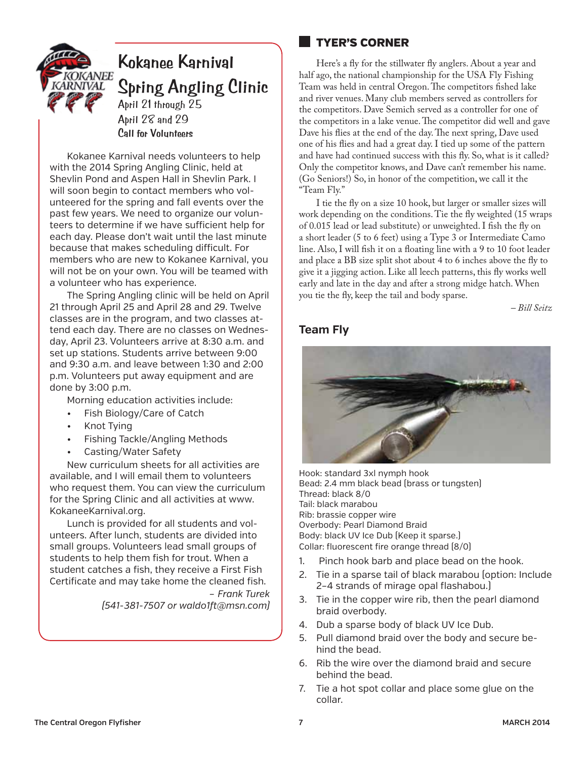# Kokanee Karnival Spring Angling Clinic

April 21 through 25

April 28 and 29

**Call for Volunteers**

Kokanee Karnival needs volunteers to help with the 2014 Spring Angling Clinic, held at Shevlin Pond and Aspen Hall in Shevlin Park. I will soon begin to contact members who volunteered for the spring and fall events over the past few years. We need to organize our volunteers to determine if we have sufficient help for each day. Please don't wait until the last minute because that makes scheduling difficult. For members who are new to Kokanee Karnival, you will not be on your own. You will be teamed with a volunteer who has experience.

The Spring Angling clinic will be held on April 21 through April 25 and April 28 and 29. Twelve classes are in the program, and two classes attend each day. There are no classes on Wednesday, April 23. Volunteers arrive at 8:30 a.m. and set up stations. Students arrive between 9:00 and 9:30 a.m. and leave between 1:30 and 2:00 p.m. Volunteers put away equipment and are done by 3:00 p.m.

Morning education activities include:

- Fish Biology/Care of Catch
- Knot Tying
- Fishing Tackle/Angling Methods
- Casting/Water Safety

New curriculum sheets for all activities are available, and I will email them to volunteers who request them. You can view the curriculum for the Spring Clinic and all activities at www.KokaneeKarnival.org.

Lunch is provided for all students and volunteers. After lunch, students are divided into small groups. Volunteers lead small groups of students to help them fish for trout. When a student catches a fish, they receive a First Fish Certificate and may take home the cleaned fish.

*– Frank Turek*
*(541-381-7507 or waldo1ft@msn.com)*

## TYER'S CORNER

Here's a fly for the stillwater fly anglers. About a year and half ago, the national championship for the USA Fly Fishing Team was held in central Oregon. The competitors fished lake and river venues. Many club members served as controllers for the competitors. Dave Semich served as a controller for one of the competitors in a lake venue. The competitor did well and gave Dave his flies at the end of the day. The next spring, Dave used one of his flies and had a great day. I tied up some of the pattern and have had continued success with this fly. So, what is it called? Only the competitor knows, and Dave can't remember his name. (Go Seniors!) So, in honor of the competition, we call it the "Team Fly."

I tie the fly on a size 10 hook, but larger or smaller sizes will work depending on the conditions. Tie the fly weighted (15 wraps of 0.015 lead or lead substitute) or unweighted. I fish the fly on a short leader (5 to 6 feet) using a Type 3 or Intermediate Camo line. Also, I will fish it on a floating line with a 9 to 10 foot leader and place a BB size split shot about 4 to 6 inches above the fly to give it a jigging action. Like all leech patterns, this fly works well early and late in the day and after a strong midge hatch. When you tie the fly, keep the tail and body sparse.

*– Bill Seitz*

### Team Fly

Hook: standard 3xl nymph hook
Bead: 2.4 mm black bead (brass or tungsten)
Thread: black 8/0
Tail: black marabou
Rib: brassie copper wire
Overbody: Pearl Diamond Braid
Body: black UV Ice Dub (Keep it sparse.)
Collar: fluorescent fire orange thread (8/0)

1. Pinch hook barb and place bead on the hook.
2. Tie in a sparse tail of black marabou (option: Include 2–4 strands of mirage opal flashabou.)
3. Tie in the copper wire rib, then the pearl diamond braid overbody.
4. Dub a sparse body of black UV Ice Dub.
5. Pull diamond braid over the body and secure behind the bead.
6. Rib the wire over the diamond braid and secure behind the bead.
7. Tie a hot spot collar and place some glue on the collar.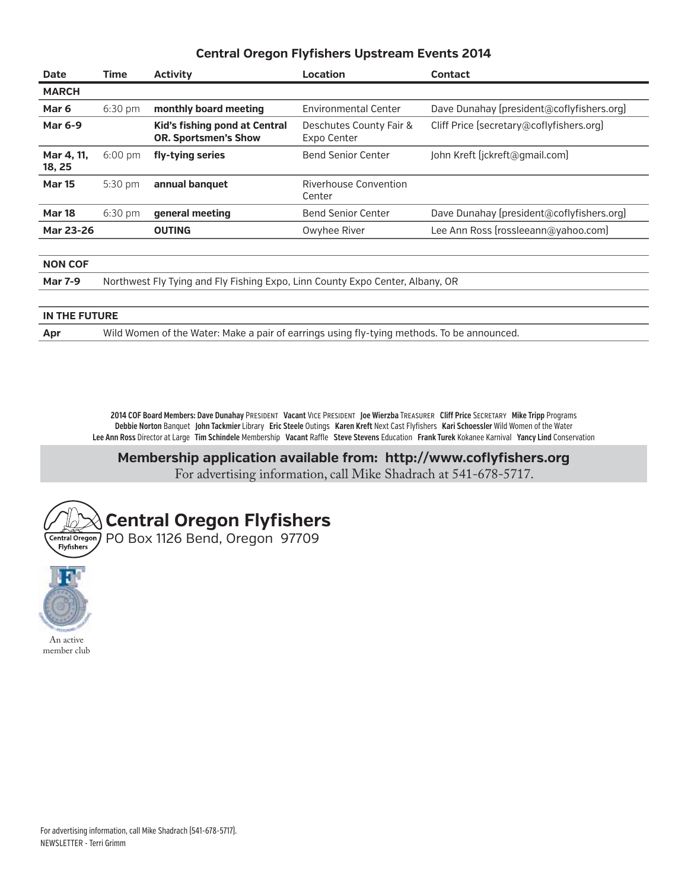## Central Oregon Flyfishers Upstream Events 2014

| Date | Time | Activity | Location | Contact |
|---|---|---|---|---|
| **MARCH** | | | | |
| **Mar 6** | 6:30 pm | **monthly board meeting** | Environmental Center | Dave Dunahay (president@coflyfishers.org) |
| **Mar 6-9** | | **Kid's fishing pond at Central OR. Sportsmen's Show** | Deschutes County Fair & Expo Center | Cliff Price (secretary@coflyfishers.org) |
| **Mar 4, 11, 18, 25** | 6:00 pm | **fly-tying series** | Bend Senior Center | John Kreft (jckreft@gmail.com) |
| **Mar 15** | 5:30 pm | **annual banquet** | Riverhouse Convention Center | |
| **Mar 18** | 6:30 pm | **general meeting** | Bend Senior Center | Dave Dunahay (president@coflyfishers.org) |
| **Mar 23-26** | | **OUTING** | Owyhee River | Lee Ann Ross (rossleeann@yahoo.com) |

| | |
|---|---|
| **NON COF** | |
| **Mar 7-9** | Northwest Fly Tying and Fly Fishing Expo, Linn County Expo Center, Albany, OR |

| | |
|---|---|
| **IN THE FUTURE** | |
| **Apr** | Wild Women of the Water: Make a pair of earrings using fly-tying methods. To be announced. |

**2014 COF Board Members: Dave Dunahay** PRESIDENT **Vacant** VICE PRESIDENT **Joe Wierzba** TREASURER **Cliff Price** SECRETARY **Mike Tripp** Programs **Debbie Norton** Banquet **John Tackmier** Library **Eric Steele** Outings **Karen Kreft** Next Cast Flyfishers **Kari Schoessler** Wild Women of the Water **Lee Ann Ross** Director at Large **Tim Schindele** Membership **Vacant** Raffle **Steve Stevens** Education **Frank Turek** Kokanee Karnival **Yancy Lind** Conservation

**Membership application available from: http://www.coflyfishers.org**

For advertising information, call Mike Shadrach at 541-678-5717.

## Central Oregon Flyfishers

PO Box 1126 Bend, Oregon 97709

An active member club

For advertising information, call Mike Shadrach (541-678-5717).

NEWSLETTER - Terri Grimm